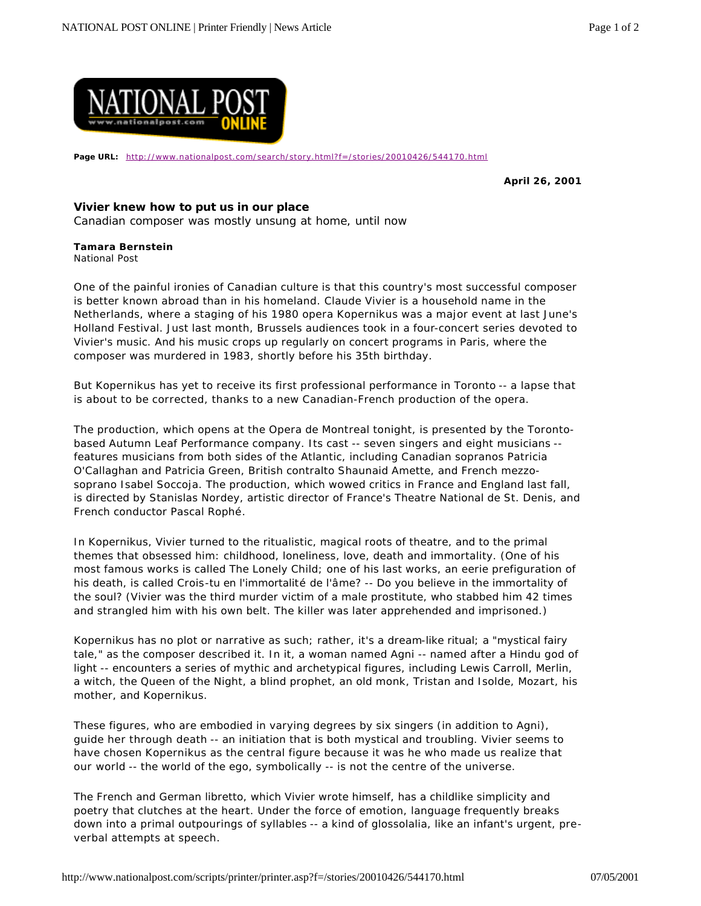**Page URL:** http://www.nationalpost.com/search/story.html?f=/stories/20010426/544170.html

**April 26, 2001**

## Vivier knew how to put us in our place

Canadian composer was mostly unsung at home, until now

**Tamara Bernstein**
National Post

One of the painful ironies of Canadian culture is that this country's most successful composer is better known abroad than in his homeland. Claude Vivier is a household name in the Netherlands, where a staging of his 1980 opera Kopernikus was a major event at last June's Holland Festival. Just last month, Brussels audiences took in a four-concert series devoted to Vivier's music. And his music crops up regularly on concert programs in Paris, where the composer was murdered in 1983, shortly before his 35th birthday.

But Kopernikus has yet to receive its first professional performance in Toronto -- a lapse that is about to be corrected, thanks to a new Canadian-French production of the opera.

The production, which opens at the Opera de Montreal tonight, is presented by the Toronto-based Autumn Leaf Performance company. Its cast -- seven singers and eight musicians -- features musicians from both sides of the Atlantic, including Canadian sopranos Patricia O'Callaghan and Patricia Green, British contralto Shaunaid Amette, and French mezzo-soprano Isabel Soccoja. The production, which wowed critics in France and England last fall, is directed by Stanislas Nordey, artistic director of France's Theatre National de St. Denis, and French conductor Pascal Rophé.

In Kopernikus, Vivier turned to the ritualistic, magical roots of theatre, and to the primal themes that obsessed him: childhood, loneliness, love, death and immortality. (One of his most famous works is called The Lonely Child; one of his last works, an eerie prefiguration of his death, is called Crois-tu en l'immortalité de l'âme? -- Do you believe in the immortality of the soul? (Vivier was the third murder victim of a male prostitute, who stabbed him 42 times and strangled him with his own belt. The killer was later apprehended and imprisoned.)

Kopernikus has no plot or narrative as such; rather, it's a dream-like ritual; a "mystical fairy tale," as the composer described it. In it, a woman named Agni -- named after a Hindu god of light -- encounters a series of mythic and archetypical figures, including Lewis Carroll, Merlin, a witch, the Queen of the Night, a blind prophet, an old monk, Tristan and Isolde, Mozart, his mother, and Kopernikus.

These figures, who are embodied in varying degrees by six singers (in addition to Agni), guide her through death -- an initiation that is both mystical and troubling. Vivier seems to have chosen Kopernikus as the central figure because it was he who made us realize that our world -- the world of the ego, symbolically -- is not the centre of the universe.

The French and German libretto, which Vivier wrote himself, has a childlike simplicity and poetry that clutches at the heart. Under the force of emotion, language frequently breaks down into a primal outpourings of syllables -- a kind of glossolalia, like an infant's urgent, pre-verbal attempts at speech.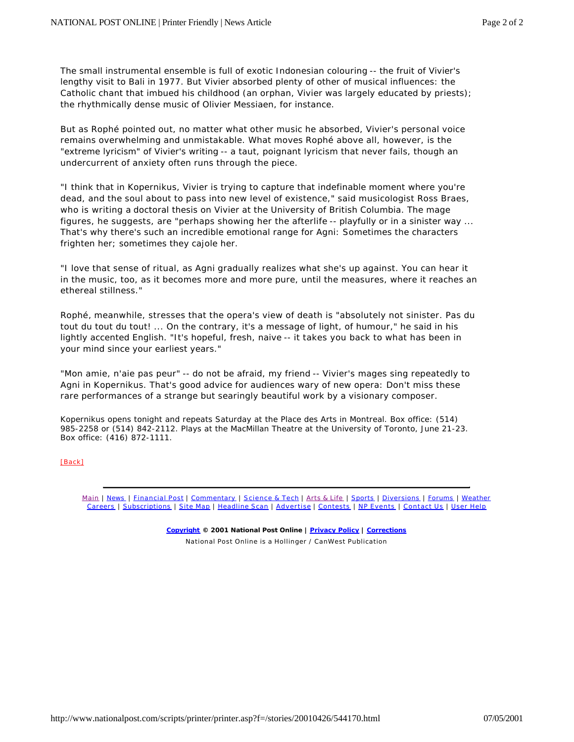The small instrumental ensemble is full of exotic Indonesian colouring -- the fruit of Vivier's lengthy visit to Bali in 1977. But Vivier absorbed plenty of other of musical influences: the Catholic chant that imbued his childhood (an orphan, Vivier was largely educated by priests); the rhythmically dense music of Olivier Messiaen, for instance.

But as Rophé pointed out, no matter what other music he absorbed, Vivier's personal voice remains overwhelming and unmistakable. What moves Rophé above all, however, is the "extreme lyricism" of Vivier's writing -- a taut, poignant lyricism that never fails, though an undercurrent of anxiety often runs through the piece.

"I think that in Kopernikus, Vivier is trying to capture that indefinable moment where you're dead, and the soul about to pass into new level of existence," said musicologist Ross Braes, who is writing a doctoral thesis on Vivier at the University of British Columbia. The mage figures, he suggests, are "perhaps showing her the afterlife -- playfully or in a sinister way ... That's why there's such an incredible emotional range for Agni: Sometimes the characters frighten her; sometimes they cajole her.

"I love that sense of ritual, as Agni gradually realizes what she's up against. You can hear it in the music, too, as it becomes more and more pure, until the measures, where it reaches an ethereal stillness."

Rophé, meanwhile, stresses that the opera's view of death is "absolutely not sinister. Pas du tout du tout du tout! ... On the contrary, it's a message of light, of humour," he said in his lightly accented English. "It's hopeful, fresh, naive -- it takes you back to what has been in your mind since your earliest years."

"Mon amie, n'aie pas peur" -- do not be afraid, my friend -- Vivier's mages sing repeatedly to Agni in Kopernikus. That's good advice for audiences wary of new opera: Don't miss these rare performances of a strange but searingly beautiful work by a visionary composer.

Kopernikus opens tonight and repeats Saturday at the Place des Arts in Montreal. Box office: (514) 985-2258 or (514) 842-2112. Plays at the MacMillan Theatre at the University of Toronto, June 21-23. Box office: (416) 872-1111.

[Back]

Main | News | Financial Post | Commentary | Science & Tech | Arts & Life | Sports | Diversions | Forums | Weather
Careers | Subscriptions | Site Map | Headline Scan | Advertise | Contests | NP Events | Contact Us | User Help

**Copyright © 2001 National Post Online | Privacy Policy | Corrections**

National Post Online is a Hollinger / CanWest Publication